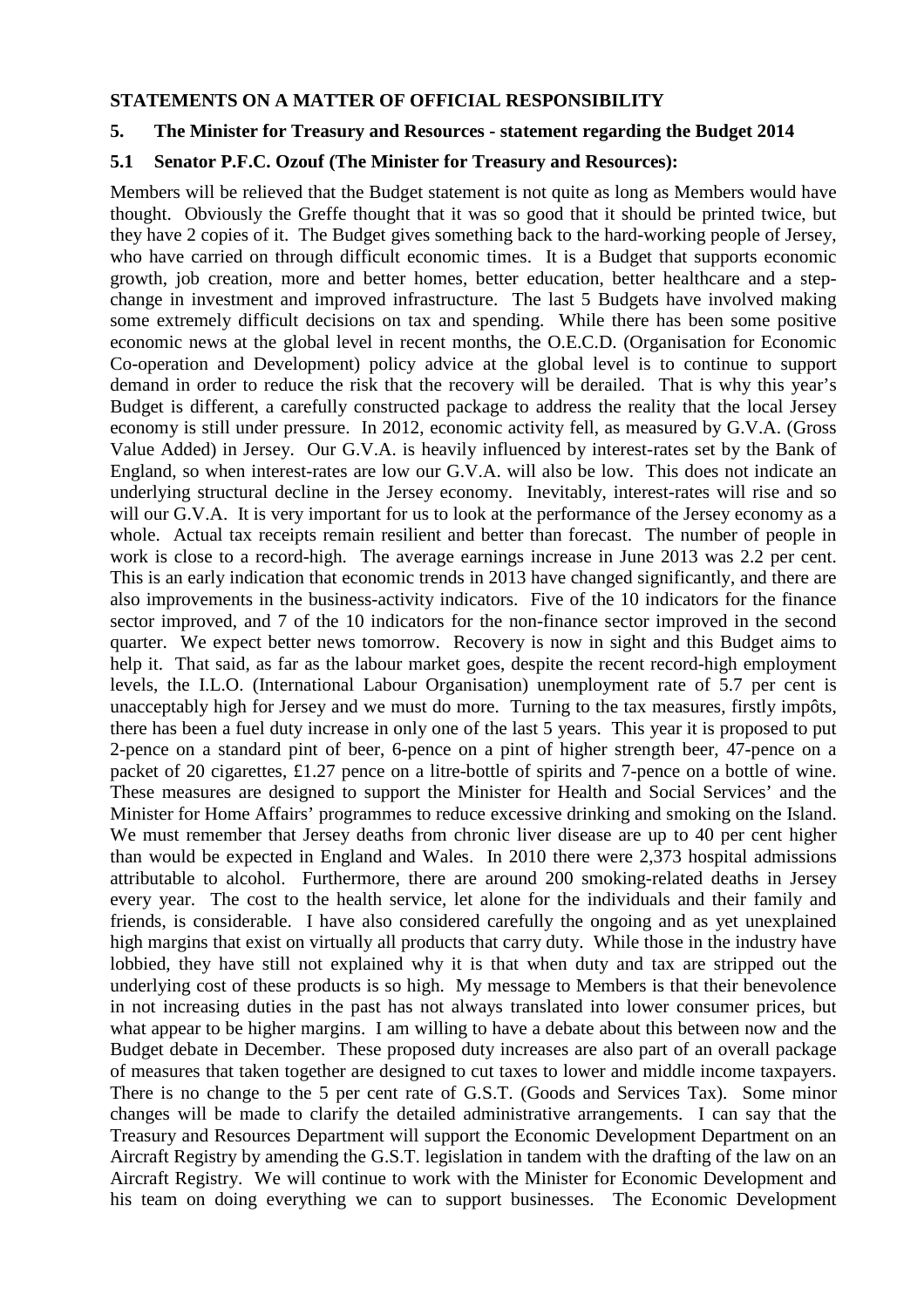**STATEMENTS ON A MATTER OF OFFICIAL RESPONSIBILITY**

**5. The Minister for Treasury and Resources - statement regarding the Budget 2014**

**5.1 Senator P.F.C. Ozouf (The Minister for Treasury and Resources):**

Members will be relieved that the Budget statement is not quite as long as Members would have thought. Obviously the Greffe thought that it was so good that it should be printed twice, but they have 2 copies of it. The Budget gives something back to the hard-working people of Jersey, who have carried on through difficult economic times. It is a Budget that supports economic growth, job creation, more and better homes, better education, better healthcare and a step-change in investment and improved infrastructure. The last 5 Budgets have involved making some extremely difficult decisions on tax and spending. While there has been some positive economic news at the global level in recent months, the O.E.C.D. (Organisation for Economic Co-operation and Development) policy advice at the global level is to continue to support demand in order to reduce the risk that the recovery will be derailed. That is why this year's Budget is different, a carefully constructed package to address the reality that the local Jersey economy is still under pressure. In 2012, economic activity fell, as measured by G.V.A. (Gross Value Added) in Jersey. Our G.V.A. is heavily influenced by interest-rates set by the Bank of England, so when interest-rates are low our G.V.A. will also be low. This does not indicate an underlying structural decline in the Jersey economy. Inevitably, interest-rates will rise and so will our G.V.A. It is very important for us to look at the performance of the Jersey economy as a whole. Actual tax receipts remain resilient and better than forecast. The number of people in work is close to a record-high. The average earnings increase in June 2013 was 2.2 per cent. This is an early indication that economic trends in 2013 have changed significantly, and there are also improvements in the business-activity indicators. Five of the 10 indicators for the finance sector improved, and 7 of the 10 indicators for the non-finance sector improved in the second quarter. We expect better news tomorrow. Recovery is now in sight and this Budget aims to help it. That said, as far as the labour market goes, despite the recent record-high employment levels, the I.L.O. (International Labour Organisation) unemployment rate of 5.7 per cent is unacceptably high for Jersey and we must do more. Turning to the tax measures, firstly impôts, there has been a fuel duty increase in only one of the last 5 years. This year it is proposed to put 2-pence on a standard pint of beer, 6-pence on a pint of higher strength beer, 47-pence on a packet of 20 cigarettes, £1.27 pence on a litre-bottle of spirits and 7-pence on a bottle of wine. These measures are designed to support the Minister for Health and Social Services' and the Minister for Home Affairs' programmes to reduce excessive drinking and smoking on the Island. We must remember that Jersey deaths from chronic liver disease are up to 40 per cent higher than would be expected in England and Wales. In 2010 there were 2,373 hospital admissions attributable to alcohol. Furthermore, there are around 200 smoking-related deaths in Jersey every year. The cost to the health service, let alone for the individuals and their family and friends, is considerable. I have also considered carefully the ongoing and as yet unexplained high margins that exist on virtually all products that carry duty. While those in the industry have lobbied, they have still not explained why it is that when duty and tax are stripped out the underlying cost of these products is so high. My message to Members is that their benevolence in not increasing duties in the past has not always translated into lower consumer prices, but what appear to be higher margins. I am willing to have a debate about this between now and the Budget debate in December. These proposed duty increases are also part of an overall package of measures that taken together are designed to cut taxes to lower and middle income taxpayers. There is no change to the 5 per cent rate of G.S.T. (Goods and Services Tax). Some minor changes will be made to clarify the detailed administrative arrangements. I can say that the Treasury and Resources Department will support the Economic Development Department on an Aircraft Registry by amending the G.S.T. legislation in tandem with the drafting of the law on an Aircraft Registry. We will continue to work with the Minister for Economic Development and his team on doing everything we can to support businesses. The Economic Development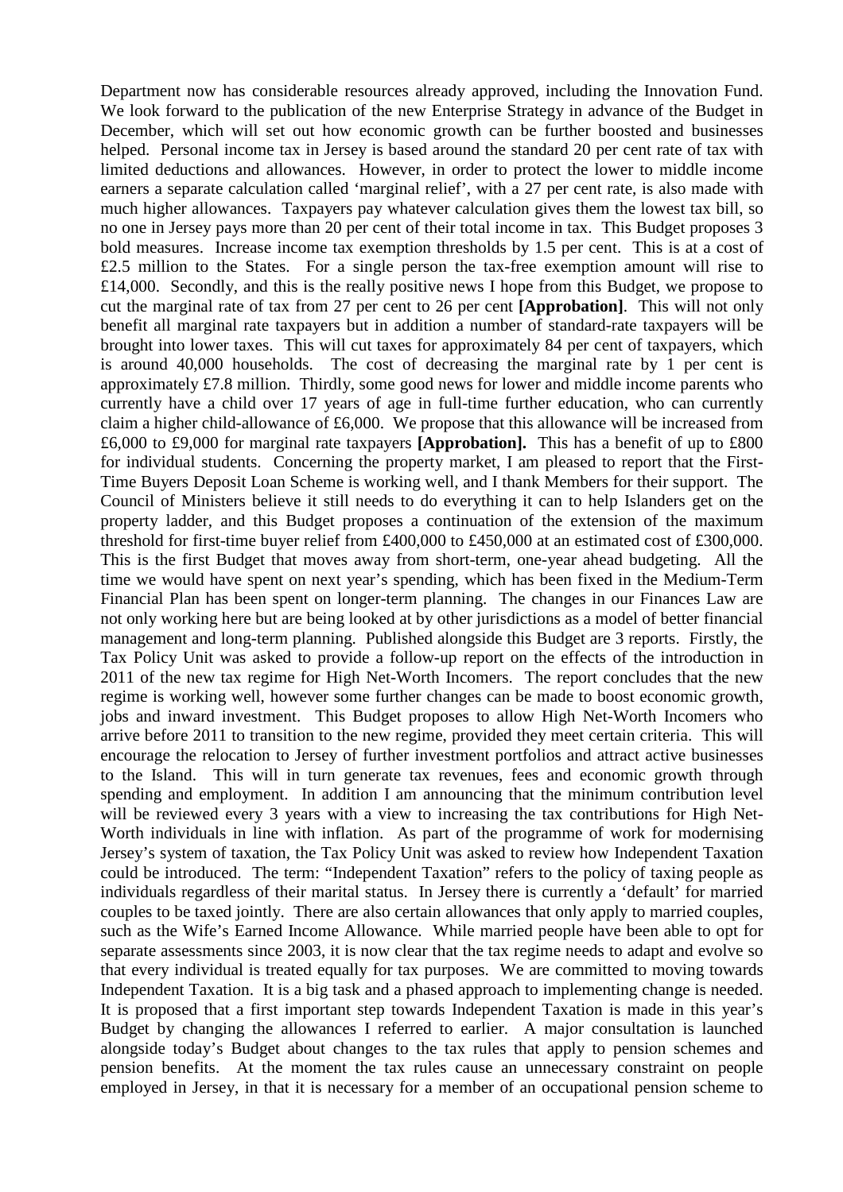Department now has considerable resources already approved, including the Innovation Fund. We look forward to the publication of the new Enterprise Strategy in advance of the Budget in December, which will set out how economic growth can be further boosted and businesses helped. Personal income tax in Jersey is based around the standard 20 per cent rate of tax with limited deductions and allowances. However, in order to protect the lower to middle income earners a separate calculation called 'marginal relief', with a 27 per cent rate, is also made with much higher allowances. Taxpayers pay whatever calculation gives them the lowest tax bill, so no one in Jersey pays more than 20 per cent of their total income in tax. This Budget proposes 3 bold measures. Increase income tax exemption thresholds by 1.5 per cent. This is at a cost of £2.5 million to the States. For a single person the tax-free exemption amount will rise to £14,000. Secondly, and this is the really positive news I hope from this Budget, we propose to cut the marginal rate of tax from 27 per cent to 26 per cent **[Approbation]**. This will not only benefit all marginal rate taxpayers but in addition a number of standard-rate taxpayers will be brought into lower taxes. This will cut taxes for approximately 84 per cent of taxpayers, which is around 40,000 households. The cost of decreasing the marginal rate by 1 per cent is approximately £7.8 million. Thirdly, some good news for lower and middle income parents who currently have a child over 17 years of age in full-time further education, who can currently claim a higher child-allowance of £6,000. We propose that this allowance will be increased from £6,000 to £9,000 for marginal rate taxpayers **[Approbation].** This has a benefit of up to £800 for individual students. Concerning the property market, I am pleased to report that the First-Time Buyers Deposit Loan Scheme is working well, and I thank Members for their support. The Council of Ministers believe it still needs to do everything it can to help Islanders get on the property ladder, and this Budget proposes a continuation of the extension of the maximum threshold for first-time buyer relief from £400,000 to £450,000 at an estimated cost of £300,000. This is the first Budget that moves away from short-term, one-year ahead budgeting. All the time we would have spent on next year's spending, which has been fixed in the Medium-Term Financial Plan has been spent on longer-term planning. The changes in our Finances Law are not only working here but are being looked at by other jurisdictions as a model of better financial management and long-term planning. Published alongside this Budget are 3 reports. Firstly, the Tax Policy Unit was asked to provide a follow-up report on the effects of the introduction in 2011 of the new tax regime for High Net-Worth Incomers. The report concludes that the new regime is working well, however some further changes can be made to boost economic growth, jobs and inward investment. This Budget proposes to allow High Net-Worth Incomers who arrive before 2011 to transition to the new regime, provided they meet certain criteria. This will encourage the relocation to Jersey of further investment portfolios and attract active businesses to the Island. This will in turn generate tax revenues, fees and economic growth through spending and employment. In addition I am announcing that the minimum contribution level will be reviewed every 3 years with a view to increasing the tax contributions for High Net-Worth individuals in line with inflation. As part of the programme of work for modernising Jersey's system of taxation, the Tax Policy Unit was asked to review how Independent Taxation could be introduced. The term: "Independent Taxation" refers to the policy of taxing people as individuals regardless of their marital status. In Jersey there is currently a 'default' for married couples to be taxed jointly. There are also certain allowances that only apply to married couples, such as the Wife's Earned Income Allowance. While married people have been able to opt for separate assessments since 2003, it is now clear that the tax regime needs to adapt and evolve so that every individual is treated equally for tax purposes. We are committed to moving towards Independent Taxation. It is a big task and a phased approach to implementing change is needed. It is proposed that a first important step towards Independent Taxation is made in this year's Budget by changing the allowances I referred to earlier. A major consultation is launched alongside today's Budget about changes to the tax rules that apply to pension schemes and pension benefits. At the moment the tax rules cause an unnecessary constraint on people employed in Jersey, in that it is necessary for a member of an occupational pension scheme to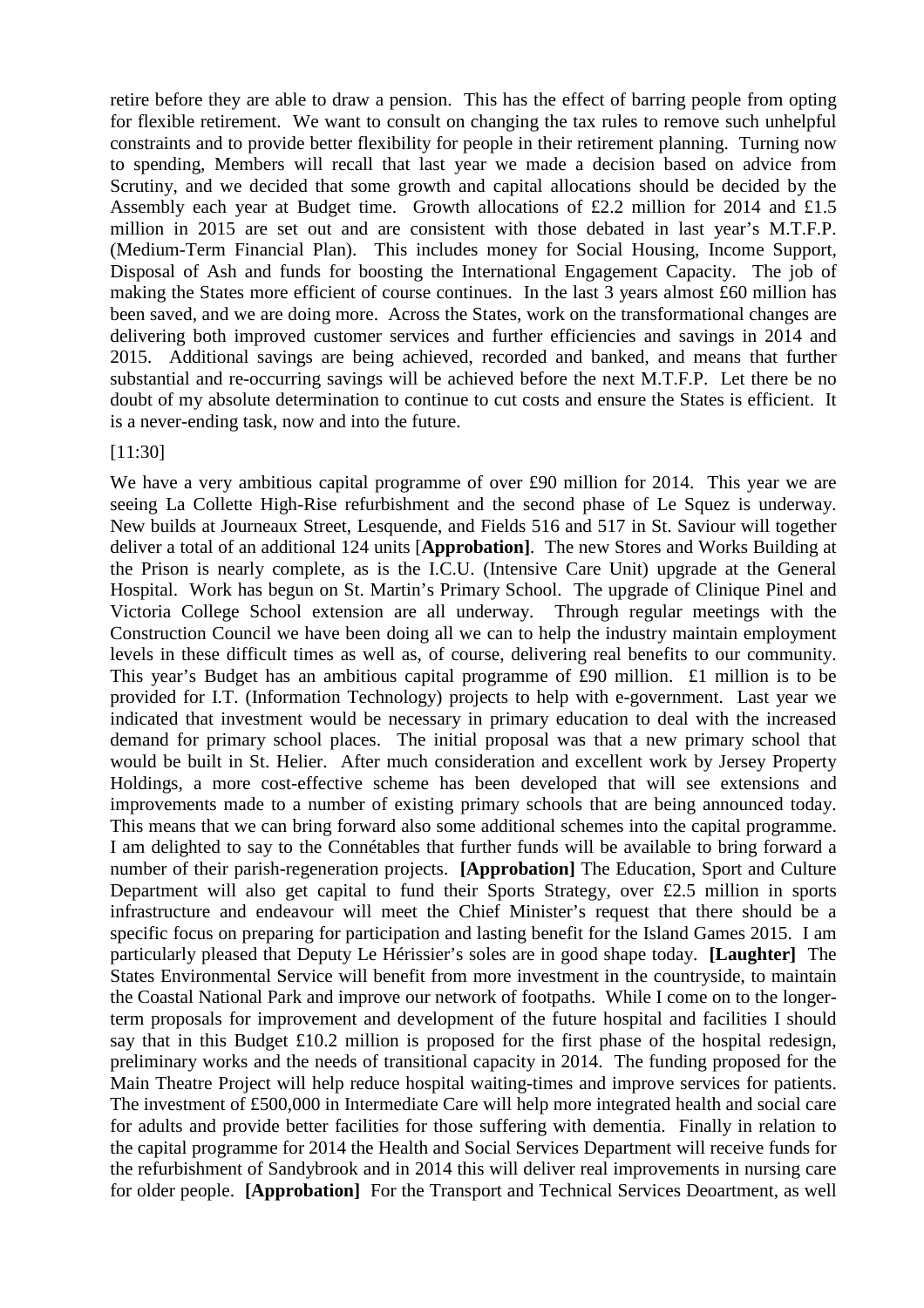retire before they are able to draw a pension. This has the effect of barring people from opting for flexible retirement. We want to consult on changing the tax rules to remove such unhelpful constraints and to provide better flexibility for people in their retirement planning. Turning now to spending, Members will recall that last year we made a decision based on advice from Scrutiny, and we decided that some growth and capital allocations should be decided by the Assembly each year at Budget time. Growth allocations of £2.2 million for 2014 and £1.5 million in 2015 are set out and are consistent with those debated in last year's M.T.F.P. (Medium-Term Financial Plan). This includes money for Social Housing, Income Support, Disposal of Ash and funds for boosting the International Engagement Capacity. The job of making the States more efficient of course continues. In the last 3 years almost £60 million has been saved, and we are doing more. Across the States, work on the transformational changes are delivering both improved customer services and further efficiencies and savings in 2014 and 2015. Additional savings are being achieved, recorded and banked, and means that further substantial and re-occurring savings will be achieved before the next M.T.F.P. Let there be no doubt of my absolute determination to continue to cut costs and ensure the States is efficient. It is a never-ending task, now and into the future.

[11:30]

We have a very ambitious capital programme of over £90 million for 2014. This year we are seeing La Collette High-Rise refurbishment and the second phase of Le Squez is underway. New builds at Journeaux Street, Lesquende, and Fields 516 and 517 in St. Saviour will together deliver a total of an additional 124 units [**Approbation]**. The new Stores and Works Building at the Prison is nearly complete, as is the I.C.U. (Intensive Care Unit) upgrade at the General Hospital. Work has begun on St. Martin's Primary School. The upgrade of Clinique Pinel and Victoria College School extension are all underway. Through regular meetings with the Construction Council we have been doing all we can to help the industry maintain employment levels in these difficult times as well as, of course, delivering real benefits to our community. This year's Budget has an ambitious capital programme of £90 million. £1 million is to be provided for I.T. (Information Technology) projects to help with e-government. Last year we indicated that investment would be necessary in primary education to deal with the increased demand for primary school places. The initial proposal was that a new primary school that would be built in St. Helier. After much consideration and excellent work by Jersey Property Holdings, a more cost-effective scheme has been developed that will see extensions and improvements made to a number of existing primary schools that are being announced today. This means that we can bring forward also some additional schemes into the capital programme. I am delighted to say to the Connétables that further funds will be available to bring forward a number of their parish-regeneration projects. **[Approbation]** The Education, Sport and Culture Department will also get capital to fund their Sports Strategy, over £2.5 million in sports infrastructure and endeavour will meet the Chief Minister's request that there should be a specific focus on preparing for participation and lasting benefit for the Island Games 2015. I am particularly pleased that Deputy Le Hérissier's soles are in good shape today. **[Laughter]** The States Environmental Service will benefit from more investment in the countryside, to maintain the Coastal National Park and improve our network of footpaths. While I come on to the longer-term proposals for improvement and development of the future hospital and facilities I should say that in this Budget £10.2 million is proposed for the first phase of the hospital redesign, preliminary works and the needs of transitional capacity in 2014. The funding proposed for the Main Theatre Project will help reduce hospital waiting-times and improve services for patients. The investment of £500,000 in Intermediate Care will help more integrated health and social care for adults and provide better facilities for those suffering with dementia. Finally in relation to the capital programme for 2014 the Health and Social Services Department will receive funds for the refurbishment of Sandybrook and in 2014 this will deliver real improvements in nursing care for older people. **[Approbation]** For the Transport and Technical Services Deoartment, as well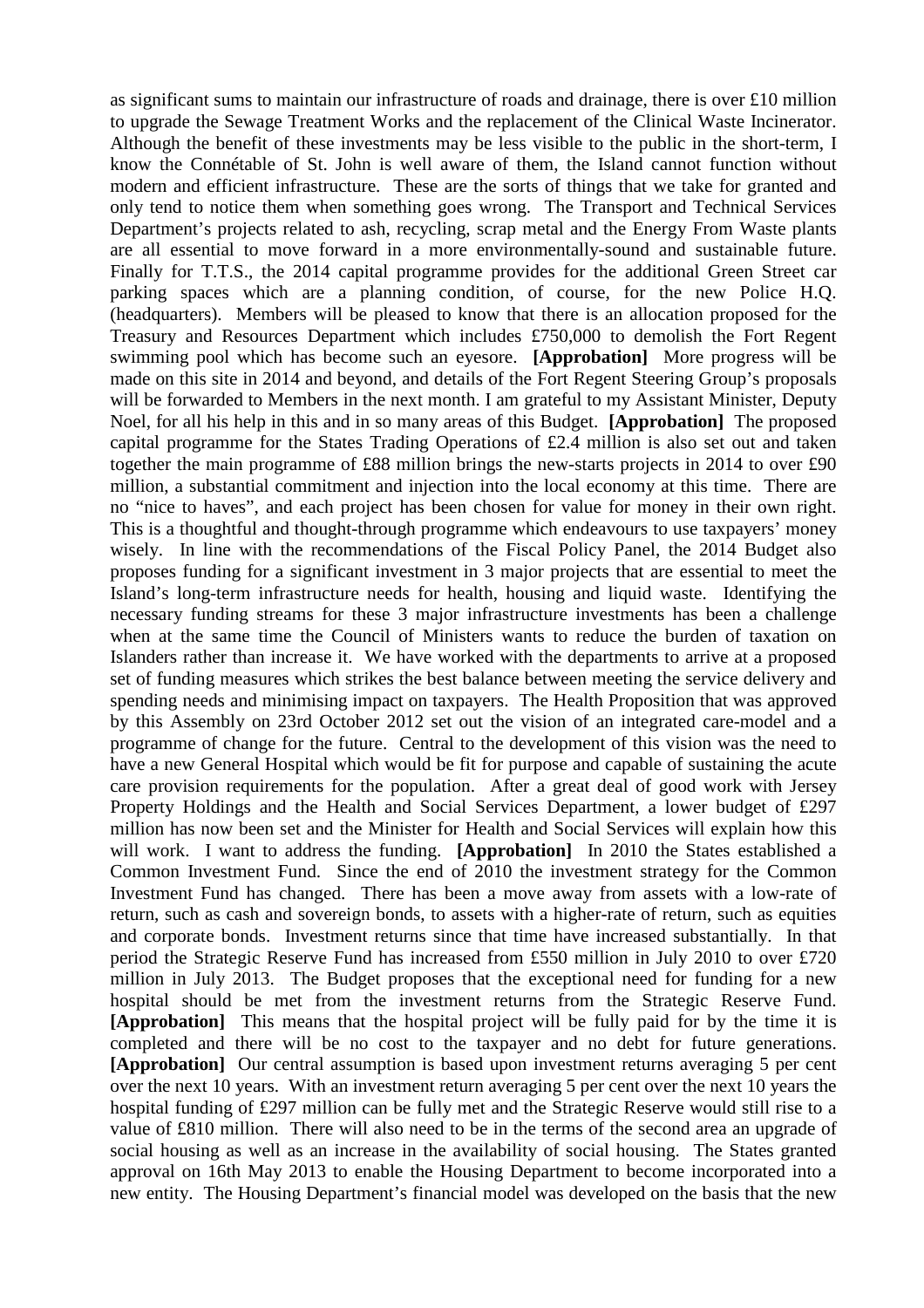as significant sums to maintain our infrastructure of roads and drainage, there is over £10 million to upgrade the Sewage Treatment Works and the replacement of the Clinical Waste Incinerator. Although the benefit of these investments may be less visible to the public in the short-term, I know the Connétable of St. John is well aware of them, the Island cannot function without modern and efficient infrastructure. These are the sorts of things that we take for granted and only tend to notice them when something goes wrong. The Transport and Technical Services Department's projects related to ash, recycling, scrap metal and the Energy From Waste plants are all essential to move forward in a more environmentally-sound and sustainable future. Finally for T.T.S., the 2014 capital programme provides for the additional Green Street car parking spaces which are a planning condition, of course, for the new Police H.Q. (headquarters). Members will be pleased to know that there is an allocation proposed for the Treasury and Resources Department which includes £750,000 to demolish the Fort Regent swimming pool which has become such an eyesore. **[Approbation]** More progress will be made on this site in 2014 and beyond, and details of the Fort Regent Steering Group's proposals will be forwarded to Members in the next month. I am grateful to my Assistant Minister, Deputy Noel, for all his help in this and in so many areas of this Budget. **[Approbation]** The proposed capital programme for the States Trading Operations of £2.4 million is also set out and taken together the main programme of £88 million brings the new-starts projects in 2014 to over £90 million, a substantial commitment and injection into the local economy at this time. There are no "nice to haves", and each project has been chosen for value for money in their own right. This is a thoughtful and thought-through programme which endeavours to use taxpayers' money wisely. In line with the recommendations of the Fiscal Policy Panel, the 2014 Budget also proposes funding for a significant investment in 3 major projects that are essential to meet the Island's long-term infrastructure needs for health, housing and liquid waste. Identifying the necessary funding streams for these 3 major infrastructure investments has been a challenge when at the same time the Council of Ministers wants to reduce the burden of taxation on Islanders rather than increase it. We have worked with the departments to arrive at a proposed set of funding measures which strikes the best balance between meeting the service delivery and spending needs and minimising impact on taxpayers. The Health Proposition that was approved by this Assembly on 23rd October 2012 set out the vision of an integrated care-model and a programme of change for the future. Central to the development of this vision was the need to have a new General Hospital which would be fit for purpose and capable of sustaining the acute care provision requirements for the population. After a great deal of good work with Jersey Property Holdings and the Health and Social Services Department, a lower budget of £297 million has now been set and the Minister for Health and Social Services will explain how this will work. I want to address the funding. **[Approbation]** In 2010 the States established a Common Investment Fund. Since the end of 2010 the investment strategy for the Common Investment Fund has changed. There has been a move away from assets with a low-rate of return, such as cash and sovereign bonds, to assets with a higher-rate of return, such as equities and corporate bonds. Investment returns since that time have increased substantially. In that period the Strategic Reserve Fund has increased from £550 million in July 2010 to over £720 million in July 2013. The Budget proposes that the exceptional need for funding for a new hospital should be met from the investment returns from the Strategic Reserve Fund. **[Approbation]** This means that the hospital project will be fully paid for by the time it is completed and there will be no cost to the taxpayer and no debt for future generations. **[Approbation]** Our central assumption is based upon investment returns averaging 5 per cent over the next 10 years. With an investment return averaging 5 per cent over the next 10 years the hospital funding of £297 million can be fully met and the Strategic Reserve would still rise to a value of £810 million. There will also need to be in the terms of the second area an upgrade of social housing as well as an increase in the availability of social housing. The States granted approval on 16th May 2013 to enable the Housing Department to become incorporated into a new entity. The Housing Department's financial model was developed on the basis that the new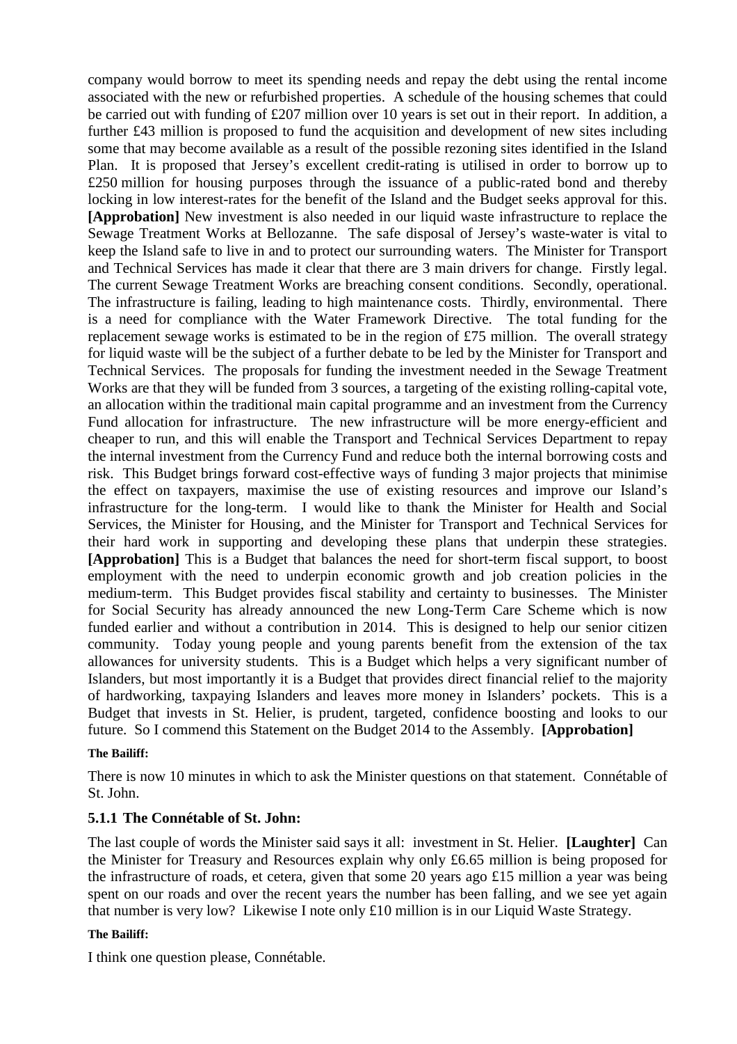company would borrow to meet its spending needs and repay the debt using the rental income associated with the new or refurbished properties. A schedule of the housing schemes that could be carried out with funding of £207 million over 10 years is set out in their report. In addition, a further £43 million is proposed to fund the acquisition and development of new sites including some that may become available as a result of the possible rezoning sites identified in the Island Plan. It is proposed that Jersey's excellent credit-rating is utilised in order to borrow up to £250 million for housing purposes through the issuance of a public-rated bond and thereby locking in low interest-rates for the benefit of the Island and the Budget seeks approval for this. **[Approbation]** New investment is also needed in our liquid waste infrastructure to replace the Sewage Treatment Works at Bellozanne. The safe disposal of Jersey's waste-water is vital to keep the Island safe to live in and to protect our surrounding waters. The Minister for Transport and Technical Services has made it clear that there are 3 main drivers for change. Firstly legal. The current Sewage Treatment Works are breaching consent conditions. Secondly, operational. The infrastructure is failing, leading to high maintenance costs. Thirdly, environmental. There is a need for compliance with the Water Framework Directive. The total funding for the replacement sewage works is estimated to be in the region of £75 million. The overall strategy for liquid waste will be the subject of a further debate to be led by the Minister for Transport and Technical Services. The proposals for funding the investment needed in the Sewage Treatment Works are that they will be funded from 3 sources, a targeting of the existing rolling-capital vote, an allocation within the traditional main capital programme and an investment from the Currency Fund allocation for infrastructure. The new infrastructure will be more energy-efficient and cheaper to run, and this will enable the Transport and Technical Services Department to repay the internal investment from the Currency Fund and reduce both the internal borrowing costs and risk. This Budget brings forward cost-effective ways of funding 3 major projects that minimise the effect on taxpayers, maximise the use of existing resources and improve our Island's infrastructure for the long-term. I would like to thank the Minister for Health and Social Services, the Minister for Housing, and the Minister for Transport and Technical Services for their hard work in supporting and developing these plans that underpin these strategies. **[Approbation]** This is a Budget that balances the need for short-term fiscal support, to boost employment with the need to underpin economic growth and job creation policies in the medium-term. This Budget provides fiscal stability and certainty to businesses. The Minister for Social Security has already announced the new Long-Term Care Scheme which is now funded earlier and without a contribution in 2014. This is designed to help our senior citizen community. Today young people and young parents benefit from the extension of the tax allowances for university students. This is a Budget which helps a very significant number of Islanders, but most importantly it is a Budget that provides direct financial relief to the majority of hardworking, taxpaying Islanders and leaves more money in Islanders' pockets. This is a Budget that invests in St. Helier, is prudent, targeted, confidence boosting and looks to our future. So I commend this Statement on the Budget 2014 to the Assembly. **[Approbation]**

**The Bailiff:**

There is now 10 minutes in which to ask the Minister questions on that statement. Connétable of St. John.

### 5.1.1 The Connétable of St. John:

The last couple of words the Minister said says it all: investment in St. Helier. **[Laughter]** Can the Minister for Treasury and Resources explain why only £6.65 million is being proposed for the infrastructure of roads, et cetera, given that some 20 years ago £15 million a year was being spent on our roads and over the recent years the number has been falling, and we see yet again that number is very low? Likewise I note only £10 million is in our Liquid Waste Strategy.

**The Bailiff:**

I think one question please, Connétable.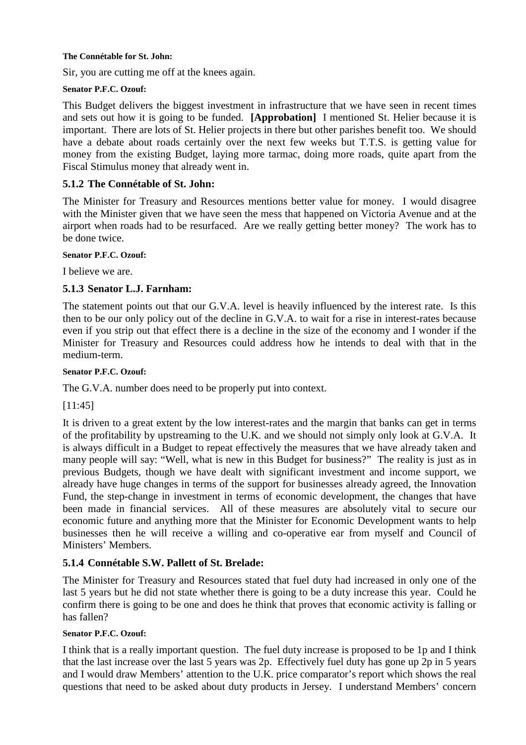**The Connétable for St. John:**

Sir, you are cutting me off at the knees again.

**Senator P.F.C. Ozouf:**

This Budget delivers the biggest investment in infrastructure that we have seen in recent times and sets out how it is going to be funded. **[Approbation]** I mentioned St. Helier because it is important. There are lots of St. Helier projects in there but other parishes benefit too. We should have a debate about roads certainly over the next few weeks but T.T.S. is getting value for money from the existing Budget, laying more tarmac, doing more roads, quite apart from the Fiscal Stimulus money that already went in.

### 5.1.2 The Connétable of St. John:

The Minister for Treasury and Resources mentions better value for money. I would disagree with the Minister given that we have seen the mess that happened on Victoria Avenue and at the airport when roads had to be resurfaced. Are we really getting better money? The work has to be done twice.

**Senator P.F.C. Ozouf:**

I believe we are.

### 5.1.3 Senator L.J. Farnham:

The statement points out that our G.V.A. level is heavily influenced by the interest rate. Is this then to be our only policy out of the decline in G.V.A. to wait for a rise in interest-rates because even if you strip out that effect there is a decline in the size of the economy and I wonder if the Minister for Treasury and Resources could address how he intends to deal with that in the medium-term.

**Senator P.F.C. Ozouf:**

The G.V.A. number does need to be properly put into context.

[11:45]

It is driven to a great extent by the low interest-rates and the margin that banks can get in terms of the profitability by upstreaming to the U.K. and we should not simply only look at G.V.A. It is always difficult in a Budget to repeat effectively the measures that we have already taken and many people will say: "Well, what is new in this Budget for business?" The reality is just as in previous Budgets, though we have dealt with significant investment and income support, we already have huge changes in terms of the support for businesses already agreed, the Innovation Fund, the step-change in investment in terms of economic development, the changes that have been made in financial services. All of these measures are absolutely vital to secure our economic future and anything more that the Minister for Economic Development wants to help businesses then he will receive a willing and co-operative ear from myself and Council of Ministers' Members.

### 5.1.4 Connétable S.W. Pallett of St. Brelade:

The Minister for Treasury and Resources stated that fuel duty had increased in only one of the last 5 years but he did not state whether there is going to be a duty increase this year. Could he confirm there is going to be one and does he think that proves that economic activity is falling or has fallen?

**Senator P.F.C. Ozouf:**

I think that is a really important question. The fuel duty increase is proposed to be 1p and I think that the last increase over the last 5 years was 2p. Effectively fuel duty has gone up 2p in 5 years and I would draw Members' attention to the U.K. price comparator's report which shows the real questions that need to be asked about duty products in Jersey. I understand Members' concern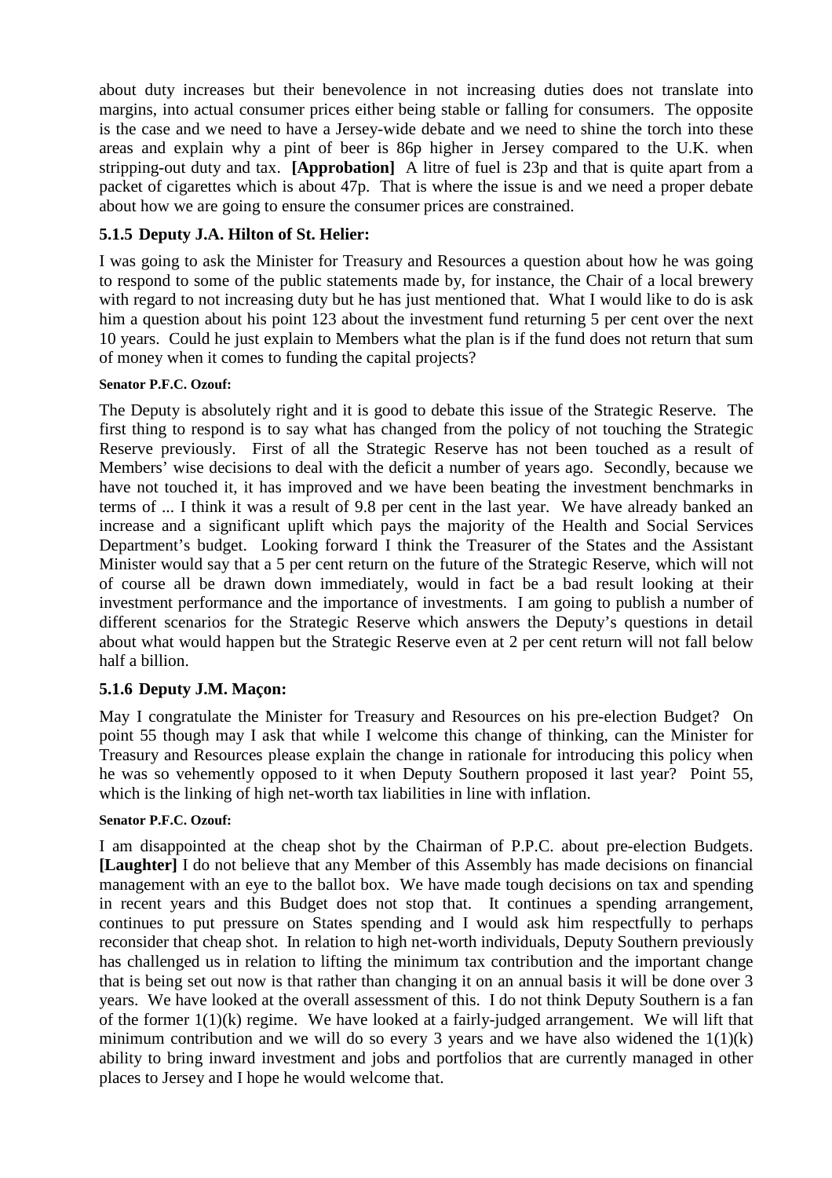about duty increases but their benevolence in not increasing duties does not translate into margins, into actual consumer prices either being stable or falling for consumers. The opposite is the case and we need to have a Jersey-wide debate and we need to shine the torch into these areas and explain why a pint of beer is 86p higher in Jersey compared to the U.K. when stripping-out duty and tax. **[Approbation]** A litre of fuel is 23p and that is quite apart from a packet of cigarettes which is about 47p. That is where the issue is and we need a proper debate about how we are going to ensure the consumer prices are constrained.

### 5.1.5 Deputy J.A. Hilton of St. Helier:

I was going to ask the Minister for Treasury and Resources a question about how he was going to respond to some of the public statements made by, for instance, the Chair of a local brewery with regard to not increasing duty but he has just mentioned that. What I would like to do is ask him a question about his point 123 about the investment fund returning 5 per cent over the next 10 years. Could he just explain to Members what the plan is if the fund does not return that sum of money when it comes to funding the capital projects?

**Senator P.F.C. Ozouf:**

The Deputy is absolutely right and it is good to debate this issue of the Strategic Reserve. The first thing to respond is to say what has changed from the policy of not touching the Strategic Reserve previously. First of all the Strategic Reserve has not been touched as a result of Members' wise decisions to deal with the deficit a number of years ago. Secondly, because we have not touched it, it has improved and we have been beating the investment benchmarks in terms of ... I think it was a result of 9.8 per cent in the last year. We have already banked an increase and a significant uplift which pays the majority of the Health and Social Services Department's budget. Looking forward I think the Treasurer of the States and the Assistant Minister would say that a 5 per cent return on the future of the Strategic Reserve, which will not of course all be drawn down immediately, would in fact be a bad result looking at their investment performance and the importance of investments. I am going to publish a number of different scenarios for the Strategic Reserve which answers the Deputy's questions in detail about what would happen but the Strategic Reserve even at 2 per cent return will not fall below half a billion.

### 5.1.6 Deputy J.M. Maçon:

May I congratulate the Minister for Treasury and Resources on his pre-election Budget? On point 55 though may I ask that while I welcome this change of thinking, can the Minister for Treasury and Resources please explain the change in rationale for introducing this policy when he was so vehemently opposed to it when Deputy Southern proposed it last year? Point 55, which is the linking of high net-worth tax liabilities in line with inflation.

**Senator P.F.C. Ozouf:**

I am disappointed at the cheap shot by the Chairman of P.P.C. about pre-election Budgets. **[Laughter]** I do not believe that any Member of this Assembly has made decisions on financial management with an eye to the ballot box. We have made tough decisions on tax and spending in recent years and this Budget does not stop that. It continues a spending arrangement, continues to put pressure on States spending and I would ask him respectfully to perhaps reconsider that cheap shot. In relation to high net-worth individuals, Deputy Southern previously has challenged us in relation to lifting the minimum tax contribution and the important change that is being set out now is that rather than changing it on an annual basis it will be done over 3 years. We have looked at the overall assessment of this. I do not think Deputy Southern is a fan of the former 1(1)(k) regime. We have looked at a fairly-judged arrangement. We will lift that minimum contribution and we will do so every 3 years and we have also widened the 1(1)(k) ability to bring inward investment and jobs and portfolios that are currently managed in other places to Jersey and I hope he would welcome that.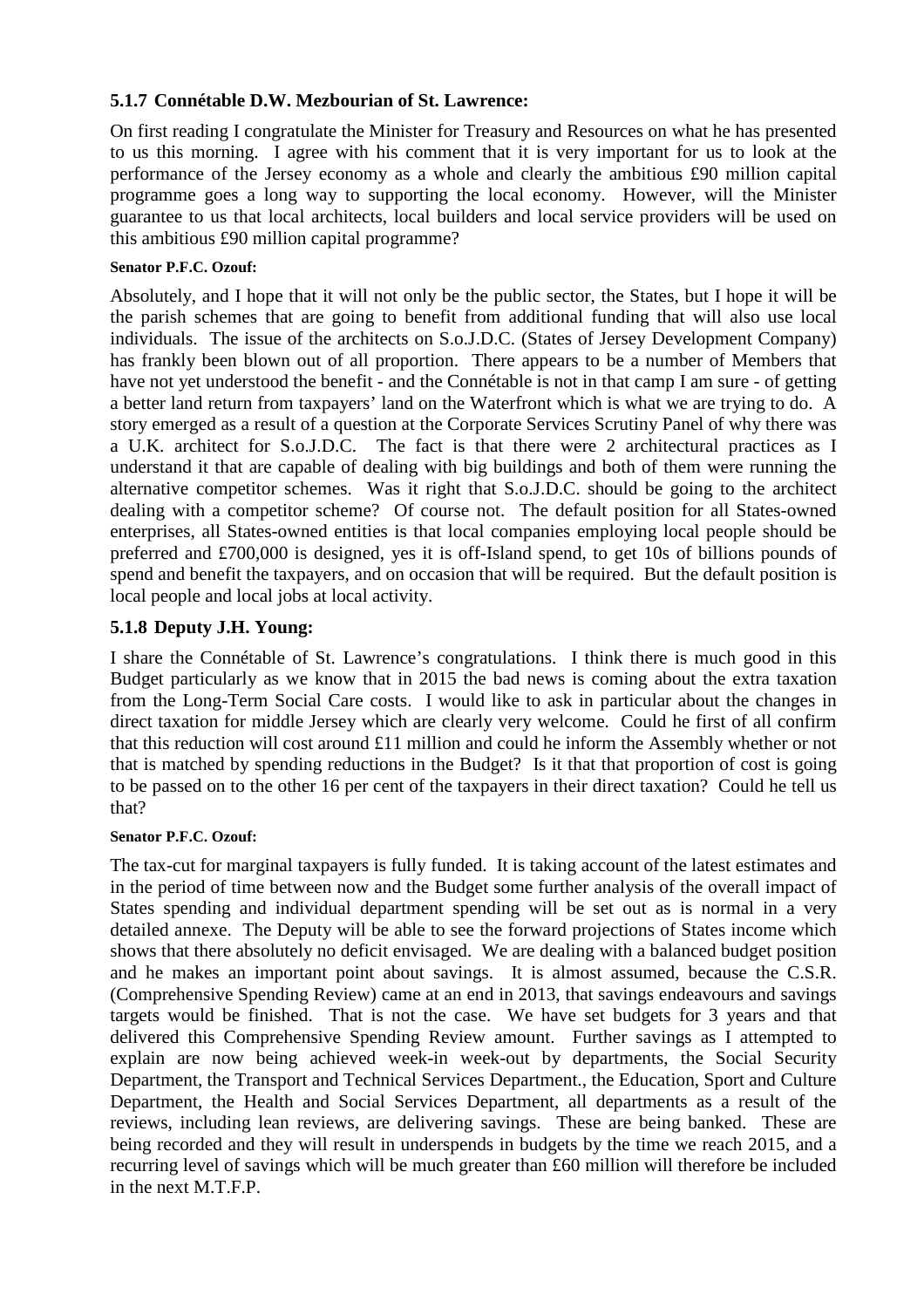### 5.1.7 Connétable D.W. Mezbourian of St. Lawrence:

On first reading I congratulate the Minister for Treasury and Resources on what he has presented to us this morning. I agree with his comment that it is very important for us to look at the performance of the Jersey economy as a whole and clearly the ambitious £90 million capital programme goes a long way to supporting the local economy. However, will the Minister guarantee to us that local architects, local builders and local service providers will be used on this ambitious £90 million capital programme?

**Senator P.F.C. Ozouf:**

Absolutely, and I hope that it will not only be the public sector, the States, but I hope it will be the parish schemes that are going to benefit from additional funding that will also use local individuals. The issue of the architects on S.o.J.D.C. (States of Jersey Development Company) has frankly been blown out of all proportion. There appears to be a number of Members that have not yet understood the benefit - and the Connétable is not in that camp I am sure - of getting a better land return from taxpayers' land on the Waterfront which is what we are trying to do. A story emerged as a result of a question at the Corporate Services Scrutiny Panel of why there was a U.K. architect for S.o.J.D.C. The fact is that there were 2 architectural practices as I understand it that are capable of dealing with big buildings and both of them were running the alternative competitor schemes. Was it right that S.o.J.D.C. should be going to the architect dealing with a competitor scheme? Of course not. The default position for all States-owned enterprises, all States-owned entities is that local companies employing local people should be preferred and £700,000 is designed, yes it is off-Island spend, to get 10s of billions pounds of spend and benefit the taxpayers, and on occasion that will be required. But the default position is local people and local jobs at local activity.

### 5.1.8 Deputy J.H. Young:

I share the Connétable of St. Lawrence's congratulations. I think there is much good in this Budget particularly as we know that in 2015 the bad news is coming about the extra taxation from the Long-Term Social Care costs. I would like to ask in particular about the changes in direct taxation for middle Jersey which are clearly very welcome. Could he first of all confirm that this reduction will cost around £11 million and could he inform the Assembly whether or not that is matched by spending reductions in the Budget? Is it that that proportion of cost is going to be passed on to the other 16 per cent of the taxpayers in their direct taxation? Could he tell us that?

**Senator P.F.C. Ozouf:**

The tax-cut for marginal taxpayers is fully funded. It is taking account of the latest estimates and in the period of time between now and the Budget some further analysis of the overall impact of States spending and individual department spending will be set out as is normal in a very detailed annexe. The Deputy will be able to see the forward projections of States income which shows that there absolutely no deficit envisaged. We are dealing with a balanced budget position and he makes an important point about savings. It is almost assumed, because the C.S.R. (Comprehensive Spending Review) came at an end in 2013, that savings endeavours and savings targets would be finished. That is not the case. We have set budgets for 3 years and that delivered this Comprehensive Spending Review amount. Further savings as I attempted to explain are now being achieved week-in week-out by departments, the Social Security Department, the Transport and Technical Services Department., the Education, Sport and Culture Department, the Health and Social Services Department, all departments as a result of the reviews, including lean reviews, are delivering savings. These are being banked. These are being recorded and they will result in underspends in budgets by the time we reach 2015, and a recurring level of savings which will be much greater than £60 million will therefore be included in the next M.T.F.P.